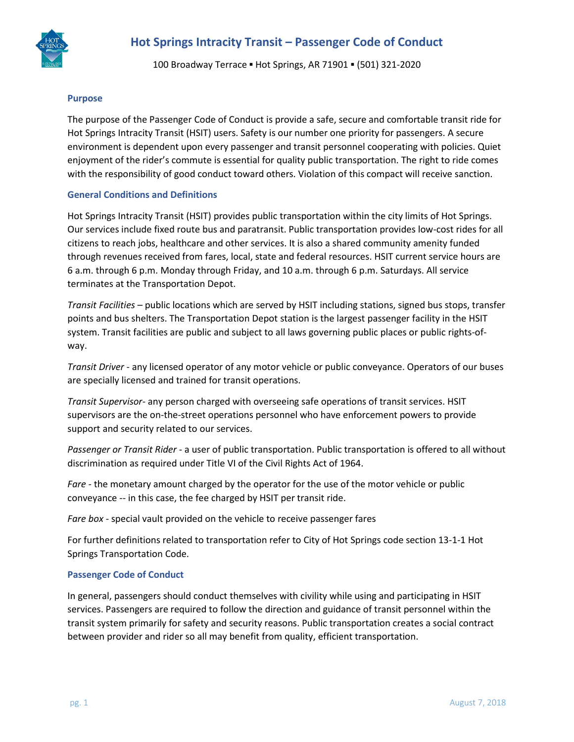# Hot Springs Intracity Transit – Passenger Code of Conduct

100 Broadway Terrace ▪ Hot Springs, AR 71901 ▪ (501) 321-2020

## Purpose

The purpose of the Passenger Code of Conduct is provide a safe, secure and comfortable transit ride for Hot Springs Intracity Transit (HSIT) users. Safety is our number one priority for passengers. A secure environment is dependent upon every passenger and transit personnel cooperating with policies. Quiet enjoyment of the rider's commute is essential for quality public transportation. The right to ride comes with the responsibility of good conduct toward others. Violation of this compact will receive sanction.

## General Conditions and Definitions

Hot Springs Intracity Transit (HSIT) provides public transportation within the city limits of Hot Springs. Our services include fixed route bus and paratransit. Public transportation provides low-cost rides for all citizens to reach jobs, healthcare and other services. It is also a shared community amenity funded through revenues received from fares, local, state and federal resources. HSIT current service hours are 6 a.m. through 6 p.m. Monday through Friday, and 10 a.m. through 6 p.m. Saturdays. All service terminates at the Transportation Depot.

*Transit Facilities* – public locations which are served by HSIT including stations, signed bus stops, transfer points and bus shelters. The Transportation Depot station is the largest passenger facility in the HSIT system. Transit facilities are public and subject to all laws governing public places or public rights-of-way.

*Transit Driver* - any licensed operator of any motor vehicle or public conveyance. Operators of our buses are specially licensed and trained for transit operations.

*Transit Supervisor*- any person charged with overseeing safe operations of transit services. HSIT supervisors are the on-the-street operations personnel who have enforcement powers to provide support and security related to our services.

*Passenger or Transit Rider* - a user of public transportation. Public transportation is offered to all without discrimination as required under Title VI of the Civil Rights Act of 1964.

*Fare* - the monetary amount charged by the operator for the use of the motor vehicle or public conveyance -- in this case, the fee charged by HSIT per transit ride.

*Fare box* - special vault provided on the vehicle to receive passenger fares

For further definitions related to transportation refer to City of Hot Springs code section 13-1-1 Hot Springs Transportation Code.

## Passenger Code of Conduct

In general, passengers should conduct themselves with civility while using and participating in HSIT services. Passengers are required to follow the direction and guidance of transit personnel within the transit system primarily for safety and security reasons. Public transportation creates a social contract between provider and rider so all may benefit from quality, efficient transportation.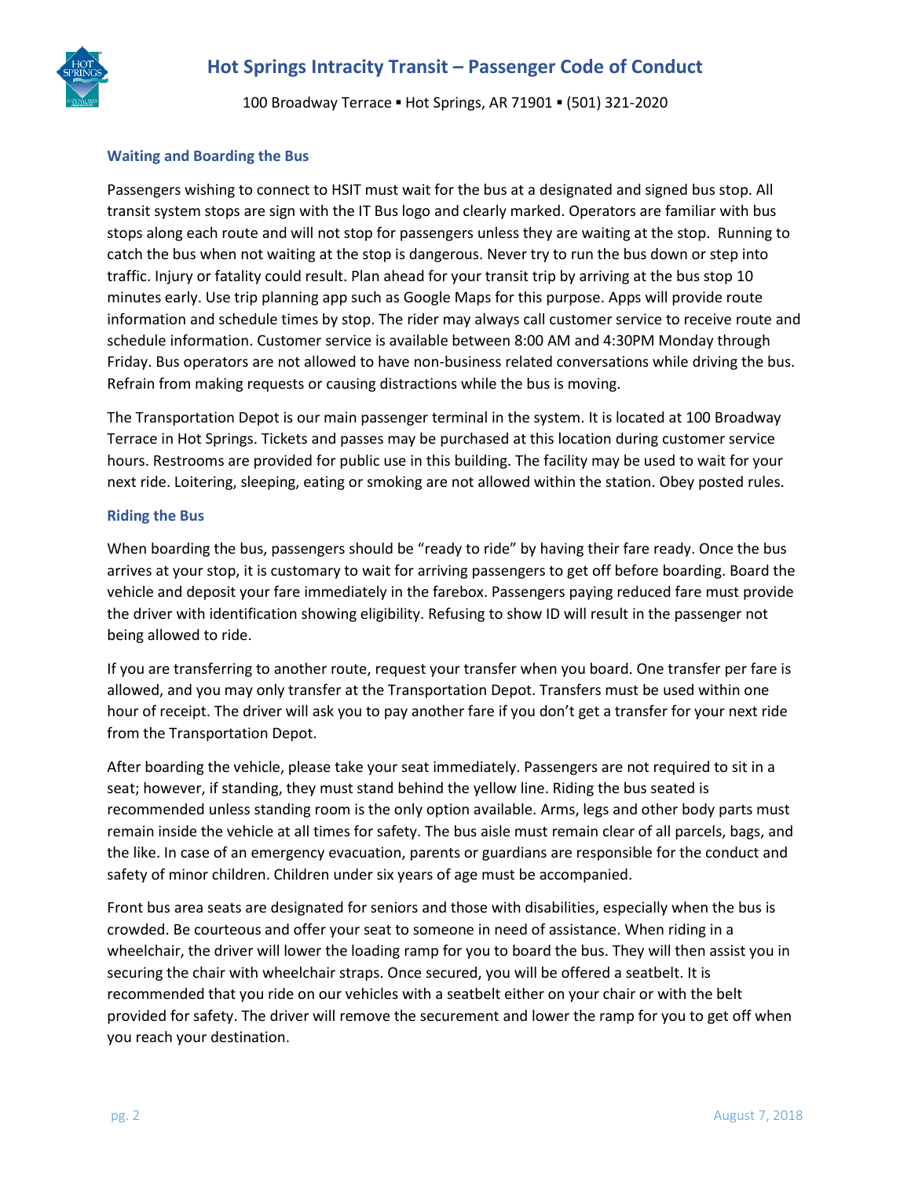## Waiting and Boarding the Bus

Passengers wishing to connect to HSIT must wait for the bus at a designated and signed bus stop. All transit system stops are sign with the IT Bus logo and clearly marked. Operators are familiar with bus stops along each route and will not stop for passengers unless they are waiting at the stop. Running to catch the bus when not waiting at the stop is dangerous. Never try to run the bus down or step into traffic. Injury or fatality could result. Plan ahead for your transit trip by arriving at the bus stop 10 minutes early. Use trip planning app such as Google Maps for this purpose. Apps will provide route information and schedule times by stop. The rider may always call customer service to receive route and schedule information. Customer service is available between 8:00 AM and 4:30PM Monday through Friday. Bus operators are not allowed to have non-business related conversations while driving the bus. Refrain from making requests or causing distractions while the bus is moving.

The Transportation Depot is our main passenger terminal in the system. It is located at 100 Broadway Terrace in Hot Springs. Tickets and passes may be purchased at this location during customer service hours. Restrooms are provided for public use in this building. The facility may be used to wait for your next ride. Loitering, sleeping, eating or smoking are not allowed within the station. Obey posted rules.

## Riding the Bus

When boarding the bus, passengers should be "ready to ride" by having their fare ready. Once the bus arrives at your stop, it is customary to wait for arriving passengers to get off before boarding. Board the vehicle and deposit your fare immediately in the farebox. Passengers paying reduced fare must provide the driver with identification showing eligibility. Refusing to show ID will result in the passenger not being allowed to ride.

If you are transferring to another route, request your transfer when you board. One transfer per fare is allowed, and you may only transfer at the Transportation Depot. Transfers must be used within one hour of receipt. The driver will ask you to pay another fare if you don't get a transfer for your next ride from the Transportation Depot.

After boarding the vehicle, please take your seat immediately. Passengers are not required to sit in a seat; however, if standing, they must stand behind the yellow line. Riding the bus seated is recommended unless standing room is the only option available. Arms, legs and other body parts must remain inside the vehicle at all times for safety. The bus aisle must remain clear of all parcels, bags, and the like. In case of an emergency evacuation, parents or guardians are responsible for the conduct and safety of minor children. Children under six years of age must be accompanied.

Front bus area seats are designated for seniors and those with disabilities, especially when the bus is crowded. Be courteous and offer your seat to someone in need of assistance. When riding in a wheelchair, the driver will lower the loading ramp for you to board the bus. They will then assist you in securing the chair with wheelchair straps. Once secured, you will be offered a seatbelt. It is recommended that you ride on our vehicles with a seatbelt either on your chair or with the belt provided for safety. The driver will remove the securement and lower the ramp for you to get off when you reach your destination.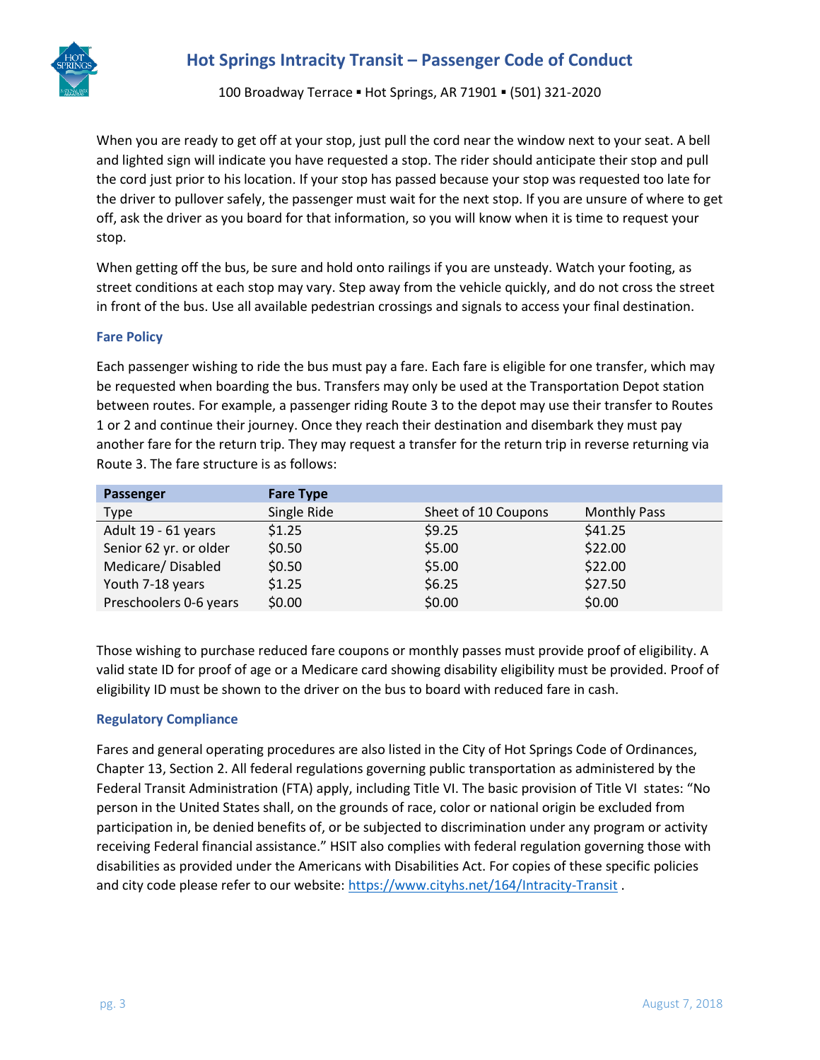When you are ready to get off at your stop, just pull the cord near the window next to your seat. A bell and lighted sign will indicate you have requested a stop. The rider should anticipate their stop and pull the cord just prior to his location. If your stop has passed because your stop was requested too late for the driver to pullover safely, the passenger must wait for the next stop. If you are unsure of where to get off, ask the driver as you board for that information, so you will know when it is time to request your stop.

When getting off the bus, be sure and hold onto railings if you are unsteady. Watch your footing, as street conditions at each stop may vary. Step away from the vehicle quickly, and do not cross the street in front of the bus. Use all available pedestrian crossings and signals to access your final destination.

### Fare Policy

Each passenger wishing to ride the bus must pay a fare. Each fare is eligible for one transfer, which may be requested when boarding the bus. Transfers may only be used at the Transportation Depot station between routes. For example, a passenger riding Route 3 to the depot may use their transfer to Routes 1 or 2 and continue their journey. Once they reach their destination and disembark they must pay another fare for the return trip. They may request a transfer for the return trip in reverse returning via Route 3. The fare structure is as follows:

| **Passenger** | **Fare Type** | | |
|---|---|---|---|
| Type | Single Ride | Sheet of 10 Coupons | Monthly Pass |
| Adult 19 - 61 years | $1.25 | $9.25 | $41.25 |
| Senior 62 yr. or older | $0.50 | $5.00 | $22.00 |
| Medicare/ Disabled | $0.50 | $5.00 | $22.00 |
| Youth 7-18 years | $1.25 | $6.25 | $27.50 |
| Preschoolers 0-6 years | $0.00 | $0.00 | $0.00 |

Those wishing to purchase reduced fare coupons or monthly passes must provide proof of eligibility. A valid state ID for proof of age or a Medicare card showing disability eligibility must be provided. Proof of eligibility ID must be shown to the driver on the bus to board with reduced fare in cash.

### Regulatory Compliance

Fares and general operating procedures are also listed in the City of Hot Springs Code of Ordinances, Chapter 13, Section 2. All federal regulations governing public transportation as administered by the Federal Transit Administration (FTA) apply, including Title VI. The basic provision of Title VI states: "No person in the United States shall, on the grounds of race, color or national origin be excluded from participation in, be denied benefits of, or be subjected to discrimination under any program or activity receiving Federal financial assistance." HSIT also complies with federal regulation governing those with disabilities as provided under the Americans with Disabilities Act. For copies of these specific policies and city code please refer to our website: https://www.cityhs.net/164/Intracity-Transit .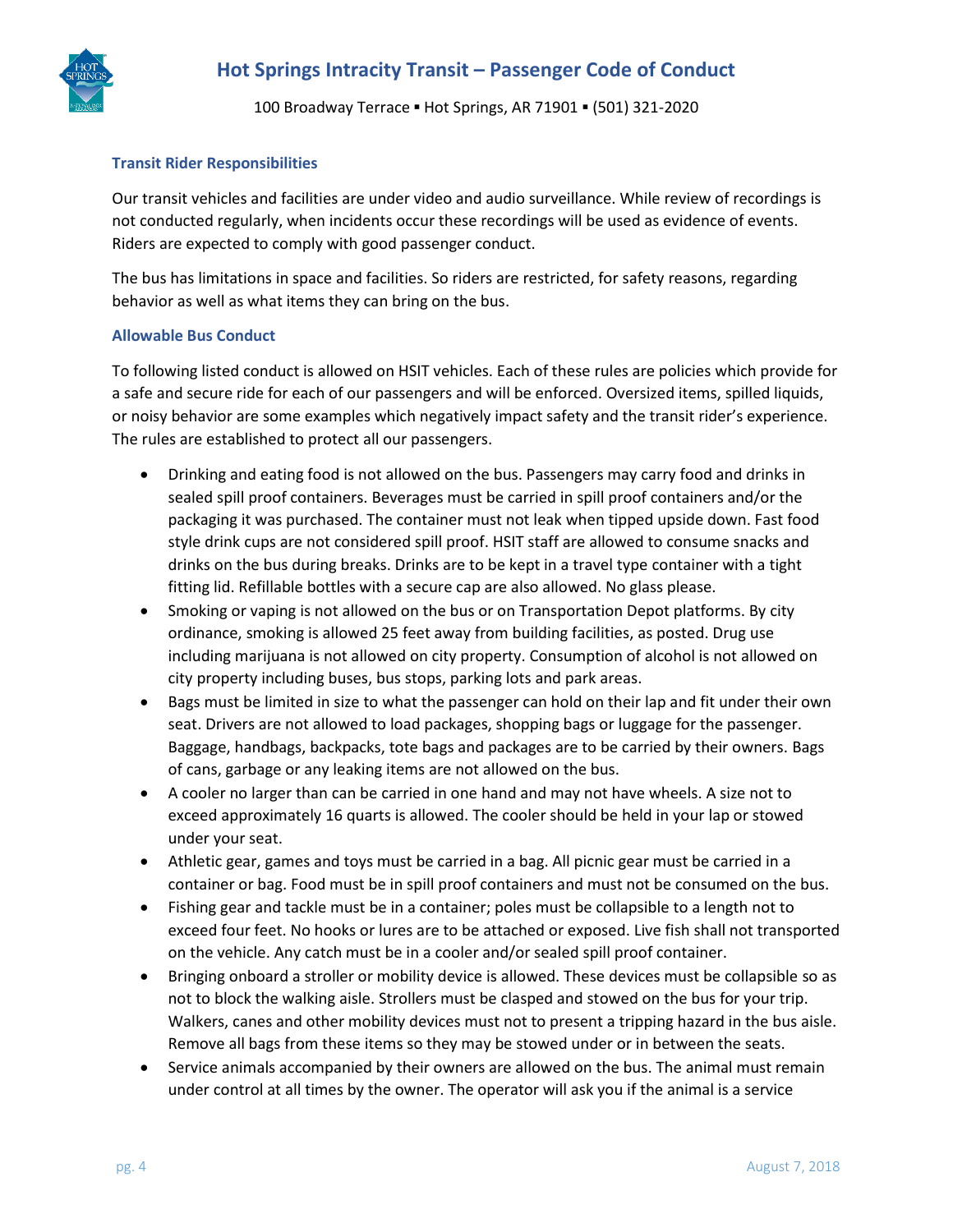### Transit Rider Responsibilities

Our transit vehicles and facilities are under video and audio surveillance. While review of recordings is not conducted regularly, when incidents occur these recordings will be used as evidence of events. Riders are expected to comply with good passenger conduct.

The bus has limitations in space and facilities. So riders are restricted, for safety reasons, regarding behavior as well as what items they can bring on the bus.

### Allowable Bus Conduct

To following listed conduct is allowed on HSIT vehicles. Each of these rules are policies which provide for a safe and secure ride for each of our passengers and will be enforced. Oversized items, spilled liquids, or noisy behavior are some examples which negatively impact safety and the transit rider's experience. The rules are established to protect all our passengers.

- Drinking and eating food is not allowed on the bus. Passengers may carry food and drinks in sealed spill proof containers. Beverages must be carried in spill proof containers and/or the packaging it was purchased. The container must not leak when tipped upside down. Fast food style drink cups are not considered spill proof. HSIT staff are allowed to consume snacks and drinks on the bus during breaks. Drinks are to be kept in a travel type container with a tight fitting lid. Refillable bottles with a secure cap are also allowed. No glass please.
- Smoking or vaping is not allowed on the bus or on Transportation Depot platforms. By city ordinance, smoking is allowed 25 feet away from building facilities, as posted. Drug use including marijuana is not allowed on city property. Consumption of alcohol is not allowed on city property including buses, bus stops, parking lots and park areas.
- Bags must be limited in size to what the passenger can hold on their lap and fit under their own seat. Drivers are not allowed to load packages, shopping bags or luggage for the passenger. Baggage, handbags, backpacks, tote bags and packages are to be carried by their owners. Bags of cans, garbage or any leaking items are not allowed on the bus.
- A cooler no larger than can be carried in one hand and may not have wheels. A size not to exceed approximately 16 quarts is allowed. The cooler should be held in your lap or stowed under your seat.
- Athletic gear, games and toys must be carried in a bag. All picnic gear must be carried in a container or bag. Food must be in spill proof containers and must not be consumed on the bus.
- Fishing gear and tackle must be in a container; poles must be collapsible to a length not to exceed four feet. No hooks or lures are to be attached or exposed. Live fish shall not transported on the vehicle. Any catch must be in a cooler and/or sealed spill proof container.
- Bringing onboard a stroller or mobility device is allowed. These devices must be collapsible so as not to block the walking aisle. Strollers must be clasped and stowed on the bus for your trip. Walkers, canes and other mobility devices must not to present a tripping hazard in the bus aisle. Remove all bags from these items so they may be stowed under or in between the seats.
- Service animals accompanied by their owners are allowed on the bus. The animal must remain under control at all times by the owner. The operator will ask you if the animal is a service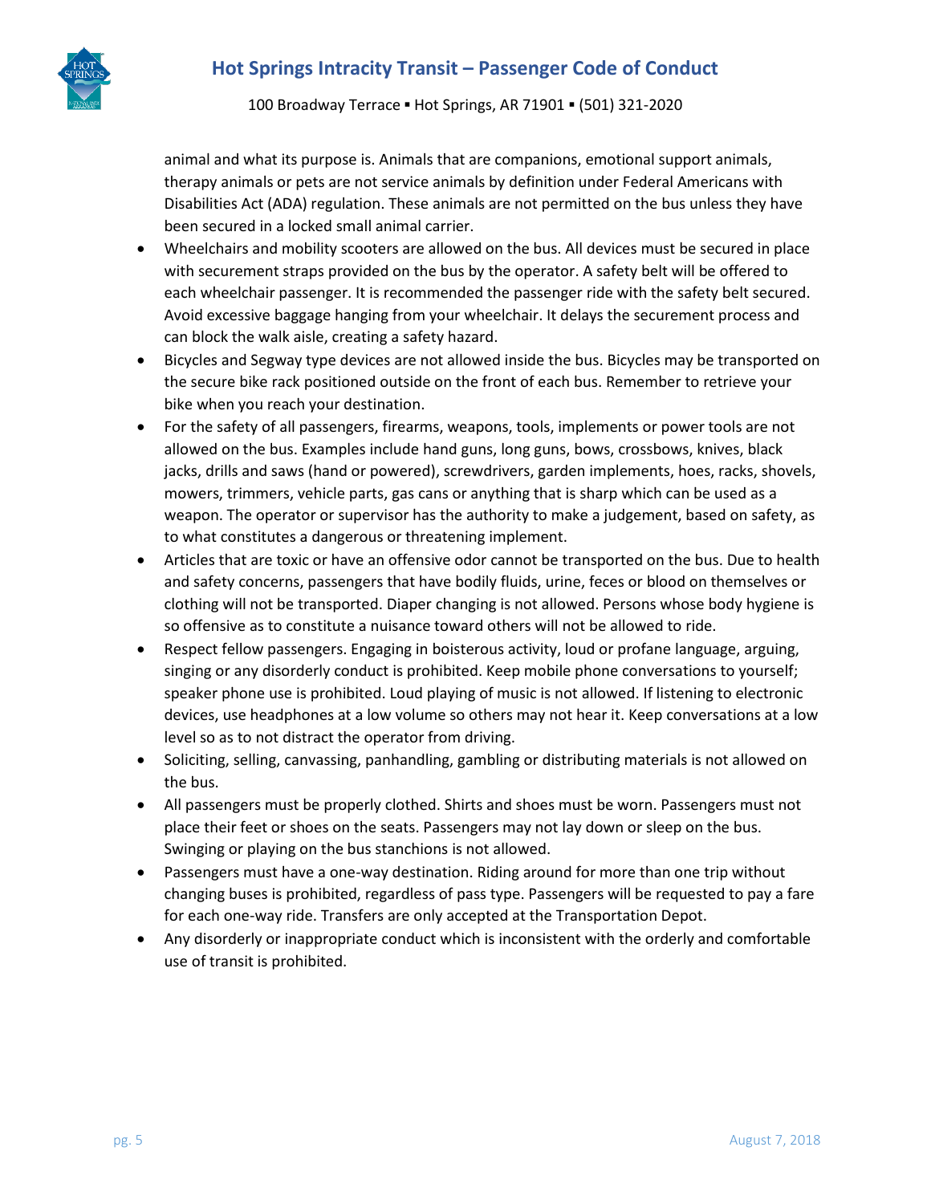animal and what its purpose is. Animals that are companions, emotional support animals, therapy animals or pets are not service animals by definition under Federal Americans with Disabilities Act (ADA) regulation. These animals are not permitted on the bus unless they have been secured in a locked small animal carrier.

- Wheelchairs and mobility scooters are allowed on the bus. All devices must be secured in place with securement straps provided on the bus by the operator. A safety belt will be offered to each wheelchair passenger. It is recommended the passenger ride with the safety belt secured. Avoid excessive baggage hanging from your wheelchair. It delays the securement process and can block the walk aisle, creating a safety hazard.
- Bicycles and Segway type devices are not allowed inside the bus. Bicycles may be transported on the secure bike rack positioned outside on the front of each bus. Remember to retrieve your bike when you reach your destination.
- For the safety of all passengers, firearms, weapons, tools, implements or power tools are not allowed on the bus. Examples include hand guns, long guns, bows, crossbows, knives, black jacks, drills and saws (hand or powered), screwdrivers, garden implements, hoes, racks, shovels, mowers, trimmers, vehicle parts, gas cans or anything that is sharp which can be used as a weapon. The operator or supervisor has the authority to make a judgement, based on safety, as to what constitutes a dangerous or threatening implement.
- Articles that are toxic or have an offensive odor cannot be transported on the bus. Due to health and safety concerns, passengers that have bodily fluids, urine, feces or blood on themselves or clothing will not be transported. Diaper changing is not allowed. Persons whose body hygiene is so offensive as to constitute a nuisance toward others will not be allowed to ride.
- Respect fellow passengers. Engaging in boisterous activity, loud or profane language, arguing, singing or any disorderly conduct is prohibited. Keep mobile phone conversations to yourself; speaker phone use is prohibited. Loud playing of music is not allowed. If listening to electronic devices, use headphones at a low volume so others may not hear it. Keep conversations at a low level so as to not distract the operator from driving.
- Soliciting, selling, canvassing, panhandling, gambling or distributing materials is not allowed on the bus.
- All passengers must be properly clothed. Shirts and shoes must be worn. Passengers must not place their feet or shoes on the seats. Passengers may not lay down or sleep on the bus. Swinging or playing on the bus stanchions is not allowed.
- Passengers must have a one-way destination. Riding around for more than one trip without changing buses is prohibited, regardless of pass type. Passengers will be requested to pay a fare for each one-way ride. Transfers are only accepted at the Transportation Depot.
- Any disorderly or inappropriate conduct which is inconsistent with the orderly and comfortable use of transit is prohibited.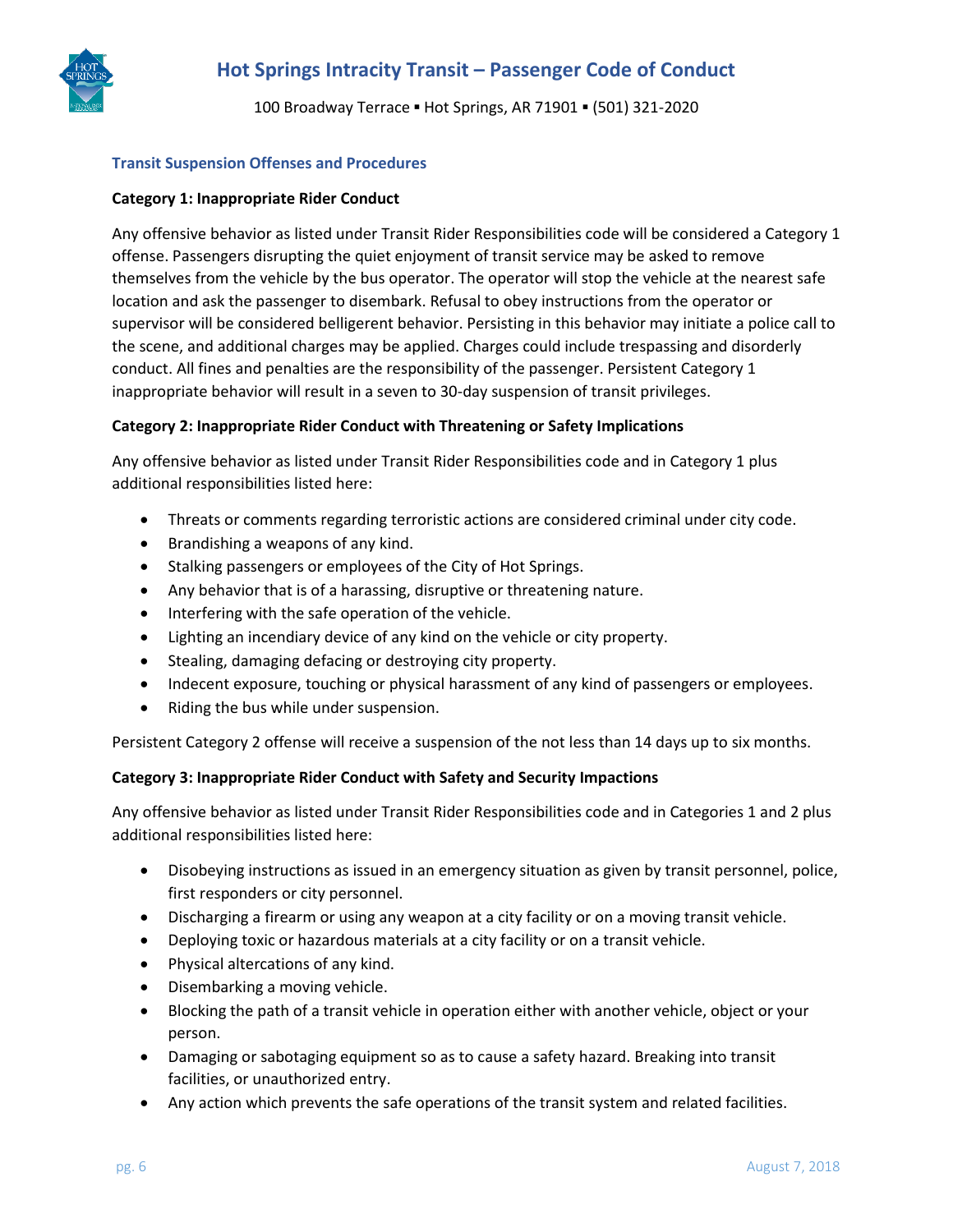### Transit Suspension Offenses and Procedures

**Category 1: Inappropriate Rider Conduct**

Any offensive behavior as listed under Transit Rider Responsibilities code will be considered a Category 1 offense. Passengers disrupting the quiet enjoyment of transit service may be asked to remove themselves from the vehicle by the bus operator. The operator will stop the vehicle at the nearest safe location and ask the passenger to disembark. Refusal to obey instructions from the operator or supervisor will be considered belligerent behavior. Persisting in this behavior may initiate a police call to the scene, and additional charges may be applied. Charges could include trespassing and disorderly conduct. All fines and penalties are the responsibility of the passenger. Persistent Category 1 inappropriate behavior will result in a seven to 30-day suspension of transit privileges.

**Category 2: Inappropriate Rider Conduct with Threatening or Safety Implications**

Any offensive behavior as listed under Transit Rider Responsibilities code and in Category 1 plus additional responsibilities listed here:

- Threats or comments regarding terroristic actions are considered criminal under city code.
- Brandishing a weapons of any kind.
- Stalking passengers or employees of the City of Hot Springs.
- Any behavior that is of a harassing, disruptive or threatening nature.
- Interfering with the safe operation of the vehicle.
- Lighting an incendiary device of any kind on the vehicle or city property.
- Stealing, damaging defacing or destroying city property.
- Indecent exposure, touching or physical harassment of any kind of passengers or employees.
- Riding the bus while under suspension.

Persistent Category 2 offense will receive a suspension of the not less than 14 days up to six months.

**Category 3: Inappropriate Rider Conduct with Safety and Security Impactions**

Any offensive behavior as listed under Transit Rider Responsibilities code and in Categories 1 and 2 plus additional responsibilities listed here:

- Disobeying instructions as issued in an emergency situation as given by transit personnel, police, first responders or city personnel.
- Discharging a firearm or using any weapon at a city facility or on a moving transit vehicle.
- Deploying toxic or hazardous materials at a city facility or on a transit vehicle.
- Physical altercations of any kind.
- Disembarking a moving vehicle.
- Blocking the path of a transit vehicle in operation either with another vehicle, object or your person.
- Damaging or sabotaging equipment so as to cause a safety hazard. Breaking into transit facilities, or unauthorized entry.
- Any action which prevents the safe operations of the transit system and related facilities.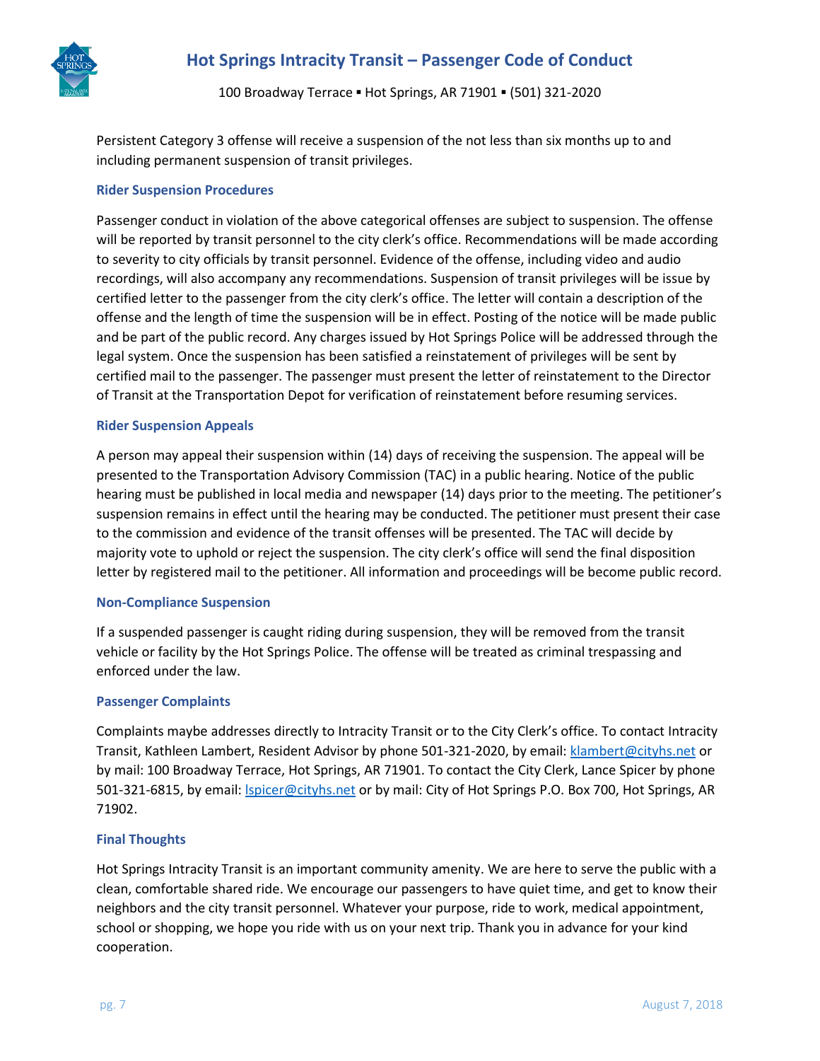Persistent Category 3 offense will receive a suspension of the not less than six months up to and including permanent suspension of transit privileges.

### Rider Suspension Procedures

Passenger conduct in violation of the above categorical offenses are subject to suspension. The offense will be reported by transit personnel to the city clerk's office. Recommendations will be made according to severity to city officials by transit personnel. Evidence of the offense, including video and audio recordings, will also accompany any recommendations. Suspension of transit privileges will be issue by certified letter to the passenger from the city clerk's office. The letter will contain a description of the offense and the length of time the suspension will be in effect. Posting of the notice will be made public and be part of the public record. Any charges issued by Hot Springs Police will be addressed through the legal system. Once the suspension has been satisfied a reinstatement of privileges will be sent by certified mail to the passenger. The passenger must present the letter of reinstatement to the Director of Transit at the Transportation Depot for verification of reinstatement before resuming services.

### Rider Suspension Appeals

A person may appeal their suspension within (14) days of receiving the suspension. The appeal will be presented to the Transportation Advisory Commission (TAC) in a public hearing. Notice of the public hearing must be published in local media and newspaper (14) days prior to the meeting. The petitioner's suspension remains in effect until the hearing may be conducted. The petitioner must present their case to the commission and evidence of the transit offenses will be presented. The TAC will decide by majority vote to uphold or reject the suspension. The city clerk's office will send the final disposition letter by registered mail to the petitioner. All information and proceedings will be become public record.

### Non-Compliance Suspension

If a suspended passenger is caught riding during suspension, they will be removed from the transit vehicle or facility by the Hot Springs Police. The offense will be treated as criminal trespassing and enforced under the law.

### Passenger Complaints

Complaints maybe addresses directly to Intracity Transit or to the City Clerk's office. To contact Intracity Transit, Kathleen Lambert, Resident Advisor by phone 501-321-2020, by email: klambert@cityhs.net or by mail: 100 Broadway Terrace, Hot Springs, AR 71901. To contact the City Clerk, Lance Spicer by phone 501-321-6815, by email: lspicer@cityhs.net or by mail: City of Hot Springs P.O. Box 700, Hot Springs, AR 71902.

### Final Thoughts

Hot Springs Intracity Transit is an important community amenity. We are here to serve the public with a clean, comfortable shared ride. We encourage our passengers to have quiet time, and get to know their neighbors and the city transit personnel. Whatever your purpose, ride to work, medical appointment, school or shopping, we hope you ride with us on your next trip. Thank you in advance for your kind cooperation.